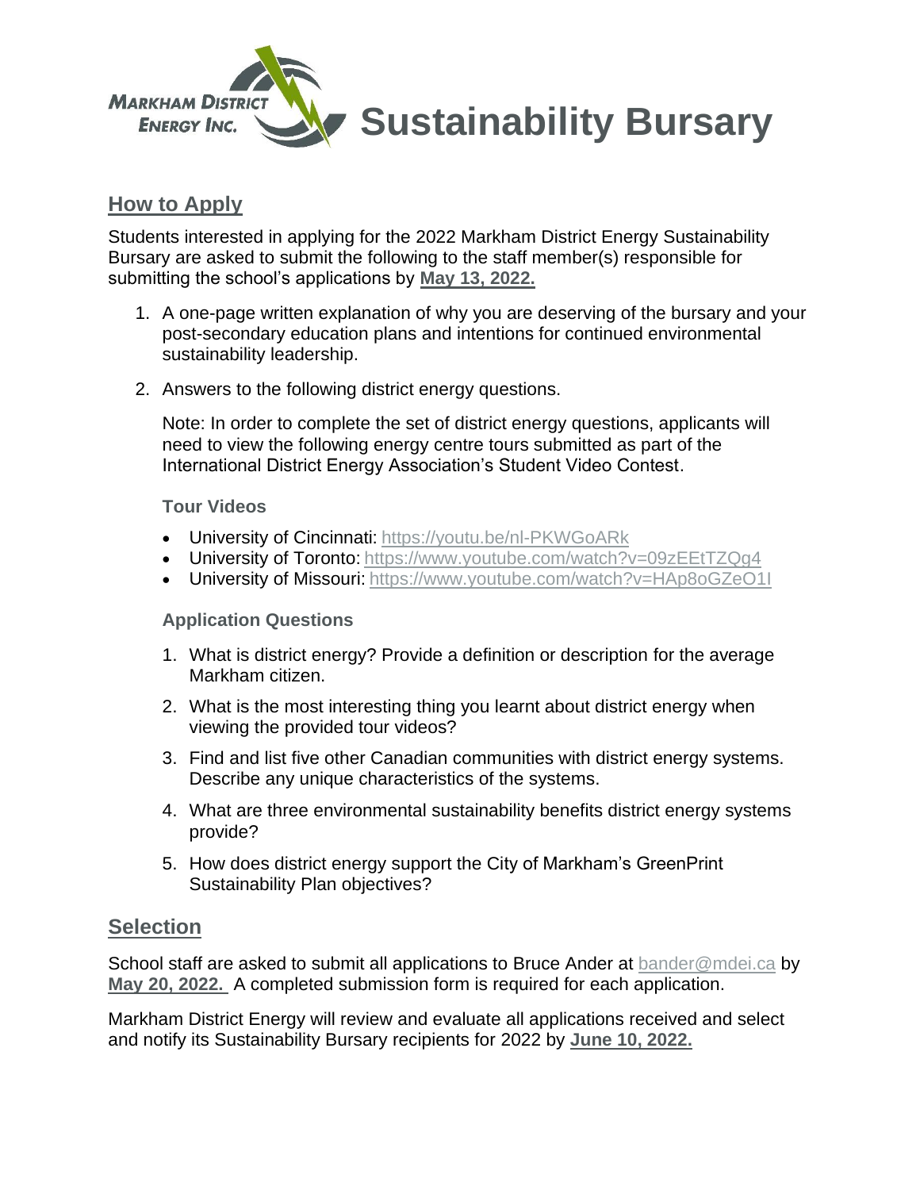MARKHAM DISTRICT ENERGY INC.

# Sustainability Bursary

## How to Apply

Students interested in applying for the 2022 Markham District Energy Sustainability Bursary are asked to submit the following to the staff member(s) responsible for submitting the school's applications by **May 13, 2022.**

1. A one-page written explanation of why you are deserving of the bursary and your post-secondary education plans and intentions for continued environmental sustainability leadership.

2. Answers to the following district energy questions.

   Note: In order to complete the set of district energy questions, applicants will need to view the following energy centre tours submitted as part of the International District Energy Association's Student Video Contest.

   ### Tour Videos

   - University of Cincinnati: https://youtu.be/nl-PKWGoARk
   - University of Toronto: https://www.youtube.com/watch?v=09zEEtTZQg4
   - University of Missouri: https://www.youtube.com/watch?v=HAp8oGZeO1I

   ### Application Questions

   1. What is district energy? Provide a definition or description for the average Markham citizen.
   2. What is the most interesting thing you learnt about district energy when viewing the provided tour videos?
   3. Find and list five other Canadian communities with district energy systems. Describe any unique characteristics of the systems.
   4. What are three environmental sustainability benefits district energy systems provide?
   5. How does district energy support the City of Markham's GreenPrint Sustainability Plan objectives?

## Selection

School staff are asked to submit all applications to Bruce Ander at bander@mdei.ca by **May 20, 2022.** A completed submission form is required for each application.

Markham District Energy will review and evaluate all applications received and select and notify its Sustainability Bursary recipients for 2022 by **June 10, 2022.**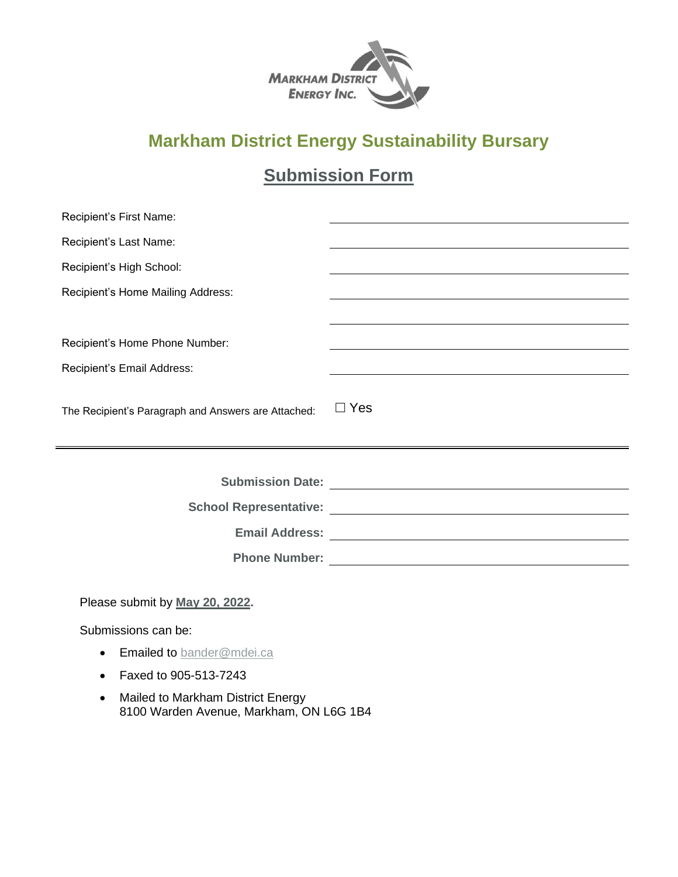MARKHAM DISTRICT ENERGY INC.

# Markham District Energy Sustainability Bursary

## Submission Form

Recipient's First Name: \_\_\_\_\_\_\_\_\_\_\_\_\_\_\_\_\_\_\_\_\_\_\_\_\_\_\_\_\_\_

Recipient's Last Name: \_\_\_\_\_\_\_\_\_\_\_\_\_\_\_\_\_\_\_\_\_\_\_\_\_\_\_\_\_\_

Recipient's High School: \_\_\_\_\_\_\_\_\_\_\_\_\_\_\_\_\_\_\_\_\_\_\_\_\_\_\_\_\_\_

Recipient's Home Mailing Address: \_\_\_\_\_\_\_\_\_\_\_\_\_\_\_\_\_\_\_\_\_\_\_\_\_\_\_\_\_\_

\_\_\_\_\_\_\_\_\_\_\_\_\_\_\_\_\_\_\_\_\_\_\_\_\_\_\_\_\_\_

Recipient's Home Phone Number: \_\_\_\_\_\_\_\_\_\_\_\_\_\_\_\_\_\_\_\_\_\_\_\_\_\_\_\_\_\_

Recipient's Email Address: \_\_\_\_\_\_\_\_\_\_\_\_\_\_\_\_\_\_\_\_\_\_\_\_\_\_\_\_\_\_

The Recipient's Paragraph and Answers are Attached: ☐ Yes

---

**Submission Date:** \_\_\_\_\_\_\_\_\_\_\_\_\_\_\_\_\_\_\_\_\_\_\_\_\_\_\_\_\_\_

**School Representative:** \_\_\_\_\_\_\_\_\_\_\_\_\_\_\_\_\_\_\_\_\_\_\_\_\_\_\_\_\_\_

**Email Address:** \_\_\_\_\_\_\_\_\_\_\_\_\_\_\_\_\_\_\_\_\_\_\_\_\_\_\_\_\_\_

**Phone Number:** \_\_\_\_\_\_\_\_\_\_\_\_\_\_\_\_\_\_\_\_\_\_\_\_\_\_\_\_\_\_

Please submit by **May 20, 2022**.

Submissions can be:

- Emailed to bander@mdei.ca
- Faxed to 905-513-7243
- Mailed to Markham District Energy
  8100 Warden Avenue, Markham, ON L6G 1B4